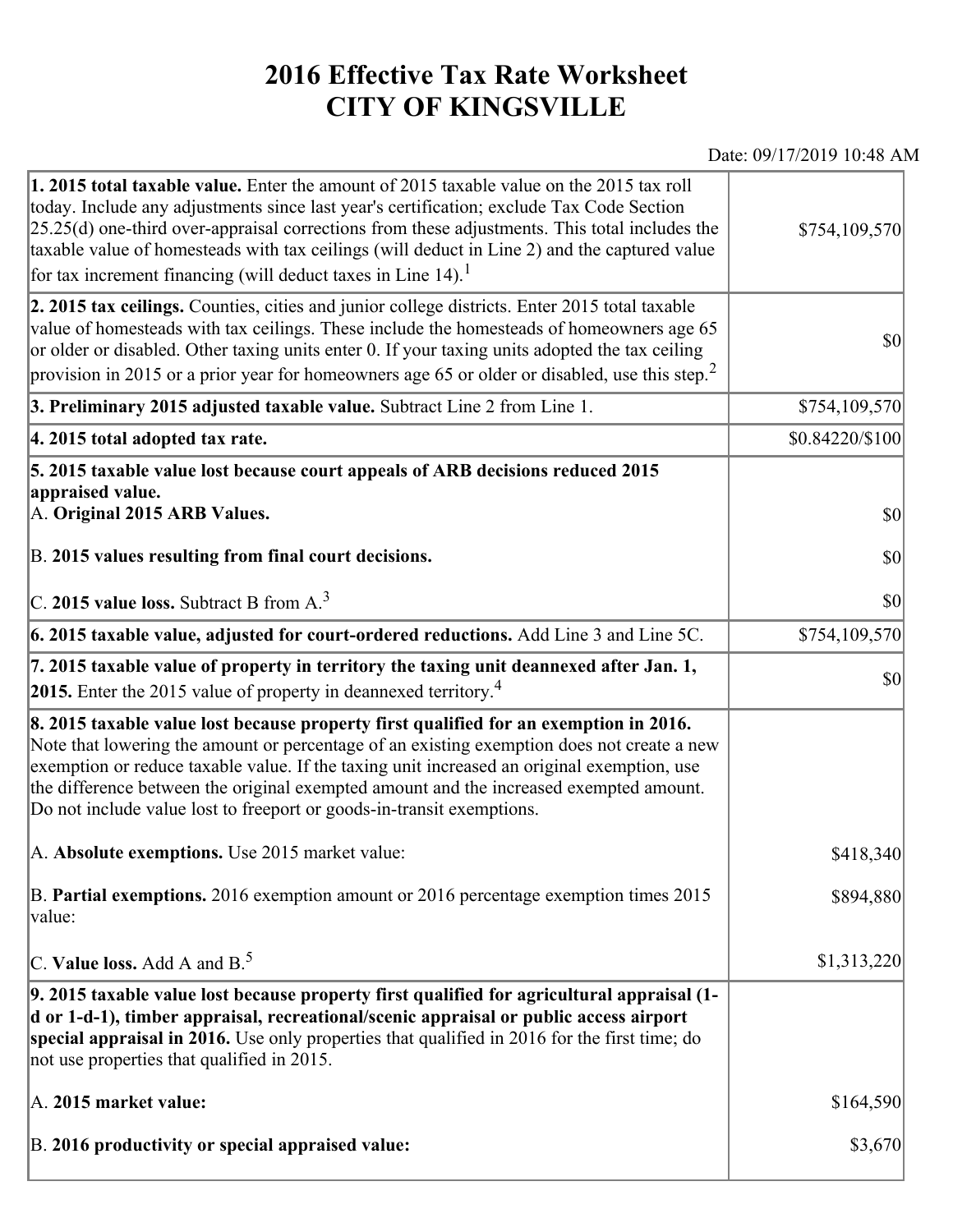# 2016 Effective Tax Rate Worksheet
# CITY OF KINGSVILLE

Date: 09/17/2019 10:48 AM

| | |
|---|---|
| **1. 2015 total taxable value.** Enter the amount of 2015 taxable value on the 2015 tax roll today. Include any adjustments since last year's certification; exclude Tax Code Section 25.25(d) one-third over-appraisal corrections from these adjustments. This total includes the taxable value of homesteads with tax ceilings (will deduct in Line 2) and the captured value for tax increment financing (will deduct taxes in Line 14).[1] | $754,109,570 |
| **2. 2015 tax ceilings.** Counties, cities and junior college districts. Enter 2015 total taxable value of homesteads with tax ceilings. These include the homesteads of homeowners age 65 or older or disabled. Other taxing units enter 0. If your taxing units adopted the tax ceiling provision in 2015 or a prior year for homeowners age 65 or older or disabled, use this step.[2] | $0 |
| **3. Preliminary 2015 adjusted taxable value.** Subtract Line 2 from Line 1. | $754,109,570 |
| **4. 2015 total adopted tax rate.** | $0.84220/$100 |
| **5. 2015 taxable value lost because court appeals of ARB decisions reduced 2015 appraised value.** | |
| A. **Original 2015 ARB Values.** | $0 |
| B. **2015 values resulting from final court decisions.** | $0 |
| C. **2015 value loss.** Subtract B from A.[3] | $0 |
| **6. 2015 taxable value, adjusted for court-ordered reductions.** Add Line 3 and Line 5C. | $754,109,570 |
| **7. 2015 taxable value of property in territory the taxing unit deannexed after Jan. 1, 2015.** Enter the 2015 value of property in deannexed territory.[4] | $0 |
| **8. 2015 taxable value lost because property first qualified for an exemption in 2016.** Note that lowering the amount or percentage of an existing exemption does not create a new exemption or reduce taxable value. If the taxing unit increased an original exemption, use the difference between the original exempted amount and the increased exempted amount. Do not include value lost to freeport or goods-in-transit exemptions. | |
| A. **Absolute exemptions.** Use 2015 market value: | $418,340 |
| B. **Partial exemptions.** 2016 exemption amount or 2016 percentage exemption times 2015 value: | $894,880 |
| C. **Value loss.** Add A and B.[5] | $1,313,220 |
| **9. 2015 taxable value lost because property first qualified for agricultural appraisal (1-d or 1-d-1), timber appraisal, recreational/scenic appraisal or public access airport special appraisal in 2016.** Use only properties that qualified in 2016 for the first time; do not use properties that qualified in 2015. | |
| A. **2015 market value:** | $164,590 |
| B. **2016 productivity or special appraised value:** | $3,670 |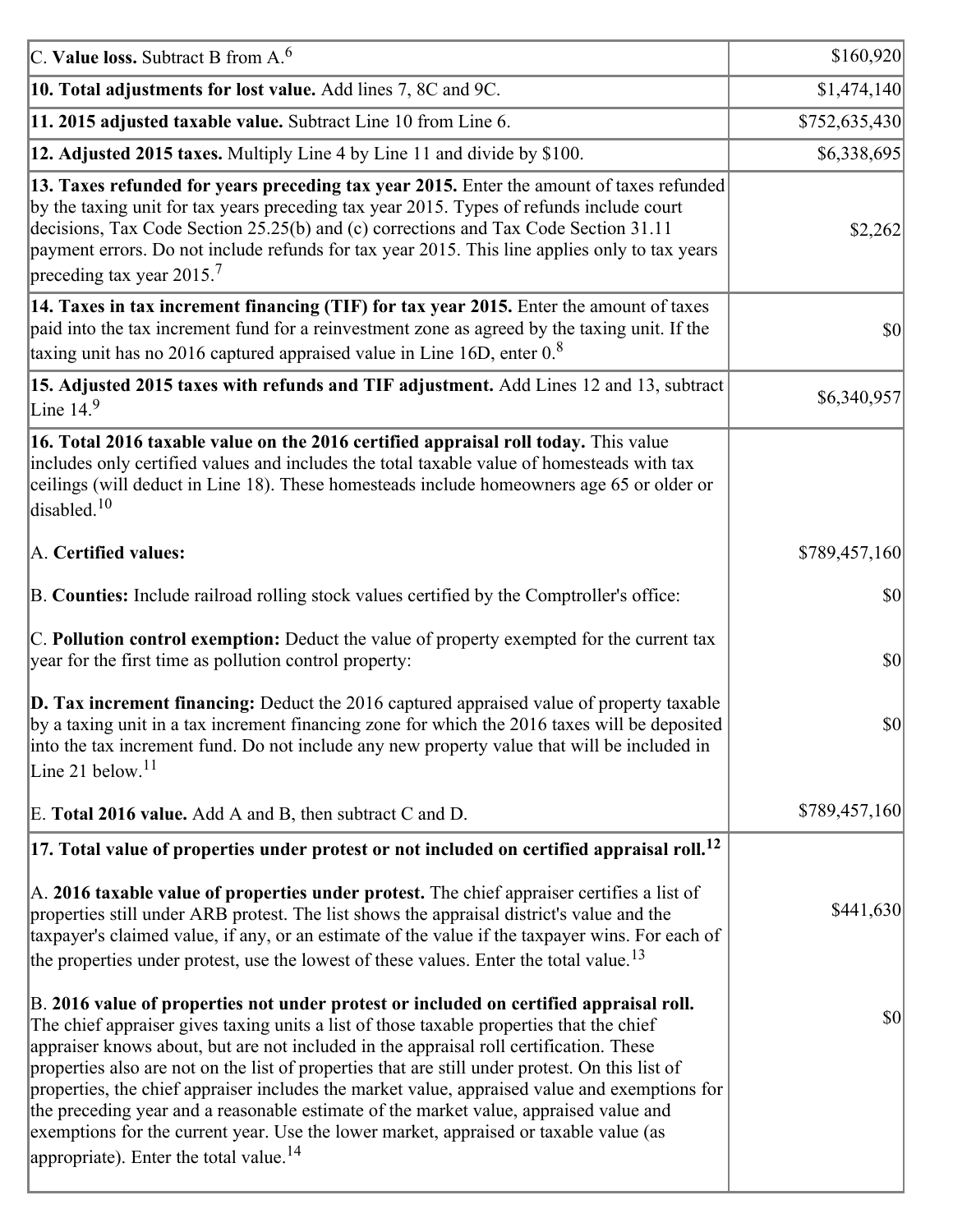| | |
|---|---|
| C. **Value loss.** Subtract B from A.[6] | $160,920 |
| **10. Total adjustments for lost value.** Add lines 7, 8C and 9C. | $1,474,140 |
| **11. 2015 adjusted taxable value.** Subtract Line 10 from Line 6. | $752,635,430 |
| **12. Adjusted 2015 taxes.** Multiply Line 4 by Line 11 and divide by $100. | $6,338,695 |
| **13. Taxes refunded for years preceding tax year 2015.** Enter the amount of taxes refunded by the taxing unit for tax years preceding tax year 2015. Types of refunds include court decisions, Tax Code Section 25.25(b) and (c) corrections and Tax Code Section 31.11 payment errors. Do not include refunds for tax year 2015. This line applies only to tax years preceding tax year 2015.[7] | $2,262 |
| **14. Taxes in tax increment financing (TIF) for tax year 2015.** Enter the amount of taxes paid into the tax increment fund for a reinvestment zone as agreed by the taxing unit. If the taxing unit has no 2016 captured appraised value in Line 16D, enter 0.[8] | $0 |
| **15. Adjusted 2015 taxes with refunds and TIF adjustment.** Add Lines 12 and 13, subtract Line 14.[9] | $6,340,957 |
| **16. Total 2016 taxable value on the 2016 certified appraisal roll today.** This value includes only certified values and includes the total taxable value of homesteads with tax ceilings (will deduct in Line 18). These homesteads include homeowners age 65 or older or disabled.[10] | |
| A. **Certified values:** | $789,457,160 |
| B. **Counties:** Include railroad rolling stock values certified by the Comptroller's office: | $0 |
| C. **Pollution control exemption:** Deduct the value of property exempted for the current tax year for the first time as pollution control property: | $0 |
| **D. Tax increment financing:** Deduct the 2016 captured appraised value of property taxable by a taxing unit in a tax increment financing zone for which the 2016 taxes will be deposited into the tax increment fund. Do not include any new property value that will be included in Line 21 below.[11] | $0 |
| E. **Total 2016 value.** Add A and B, then subtract C and D. | $789,457,160 |
| **17. Total value of properties under protest or not included on certified appraisal roll.[12]** | |
| A. **2016 taxable value of properties under protest.** The chief appraiser certifies a list of properties still under ARB protest. The list shows the appraisal district's value and the taxpayer's claimed value, if any, or an estimate of the value if the taxpayer wins. For each of the properties under protest, use the lowest of these values. Enter the total value.[13] | $441,630 |
| B. **2016 value of properties not under protest or included on certified appraisal roll.** The chief appraiser gives taxing units a list of those taxable properties that the chief appraiser knows about, but are not included in the appraisal roll certification. These properties also are not on the list of properties that are still under protest. On this list of properties, the chief appraiser includes the market value, appraised value and exemptions for the preceding year and a reasonable estimate of the market value, appraised value and exemptions for the current year. Use the lower market, appraised or taxable value (as appropriate). Enter the total value.[14] | $0 |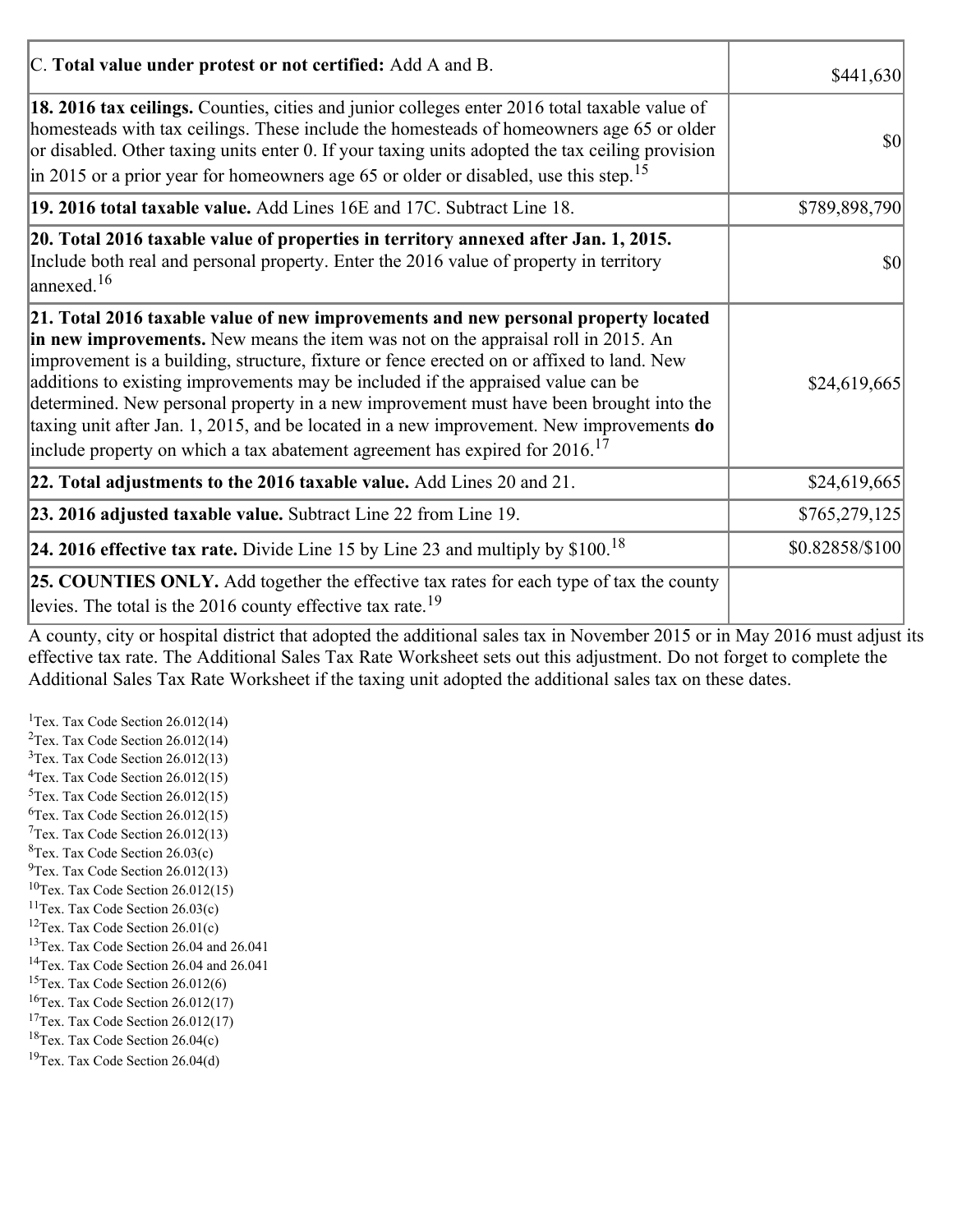| | |
|---|---|
| C. **Total value under protest or not certified:** Add A and B. | $441,630 |
| **18. 2016 tax ceilings.** Counties, cities and junior colleges enter 2016 total taxable value of homesteads with tax ceilings. These include the homesteads of homeowners age 65 or older or disabled. Other taxing units enter 0. If your taxing units adopted the tax ceiling provision in 2015 or a prior year for homeowners age 65 or older or disabled, use this step.[15] | $0 |
| **19. 2016 total taxable value.** Add Lines 16E and 17C. Subtract Line 18. | $789,898,790 |
| **20. Total 2016 taxable value of properties in territory annexed after Jan. 1, 2015.** Include both real and personal property. Enter the 2016 value of property in territory annexed.[16] | $0 |
| **21. Total 2016 taxable value of new improvements and new personal property located in new improvements.** New means the item was not on the appraisal roll in 2015. An improvement is a building, structure, fixture or fence erected on or affixed to land. New additions to existing improvements may be included if the appraised value can be determined. New personal property in a new improvement must have been brought into the taxing unit after Jan. 1, 2015, and be located in a new improvement. New improvements **do** include property on which a tax abatement agreement has expired for 2016.[17] | $24,619,665 |
| **22. Total adjustments to the 2016 taxable value.** Add Lines 20 and 21. | $24,619,665 |
| **23. 2016 adjusted taxable value.** Subtract Line 22 from Line 19. | $765,279,125 |
| **24. 2016 effective tax rate.** Divide Line 15 by Line 23 and multiply by $100.[18] | $0.82858/$100 |
| **25. COUNTIES ONLY.** Add together the effective tax rates for each type of tax the county levies. The total is the 2016 county effective tax rate.[19] | |

A county, city or hospital district that adopted the additional sales tax in November 2015 or in May 2016 must adjust its effective tax rate. The Additional Sales Tax Rate Worksheet sets out this adjustment. Do not forget to complete the Additional Sales Tax Rate Worksheet if the taxing unit adopted the additional sales tax on these dates.

[1]Tex. Tax Code Section 26.012(14)
[2]Tex. Tax Code Section 26.012(14)
[3]Tex. Tax Code Section 26.012(13)
[4]Tex. Tax Code Section 26.012(15)
[5]Tex. Tax Code Section 26.012(15)
[6]Tex. Tax Code Section 26.012(15)
[7]Tex. Tax Code Section 26.012(13)
[8]Tex. Tax Code Section 26.03(c)
[9]Tex. Tax Code Section 26.012(13)
[10]Tex. Tax Code Section 26.012(15)
[11]Tex. Tax Code Section 26.03(c)
[12]Tex. Tax Code Section 26.01(c)
[13]Tex. Tax Code Section 26.04 and 26.041
[14]Tex. Tax Code Section 26.04 and 26.041
[15]Tex. Tax Code Section 26.012(6)
[16]Tex. Tax Code Section 26.012(17)
[17]Tex. Tax Code Section 26.012(17)
[18]Tex. Tax Code Section 26.04(c)
[19]Tex. Tax Code Section 26.04(d)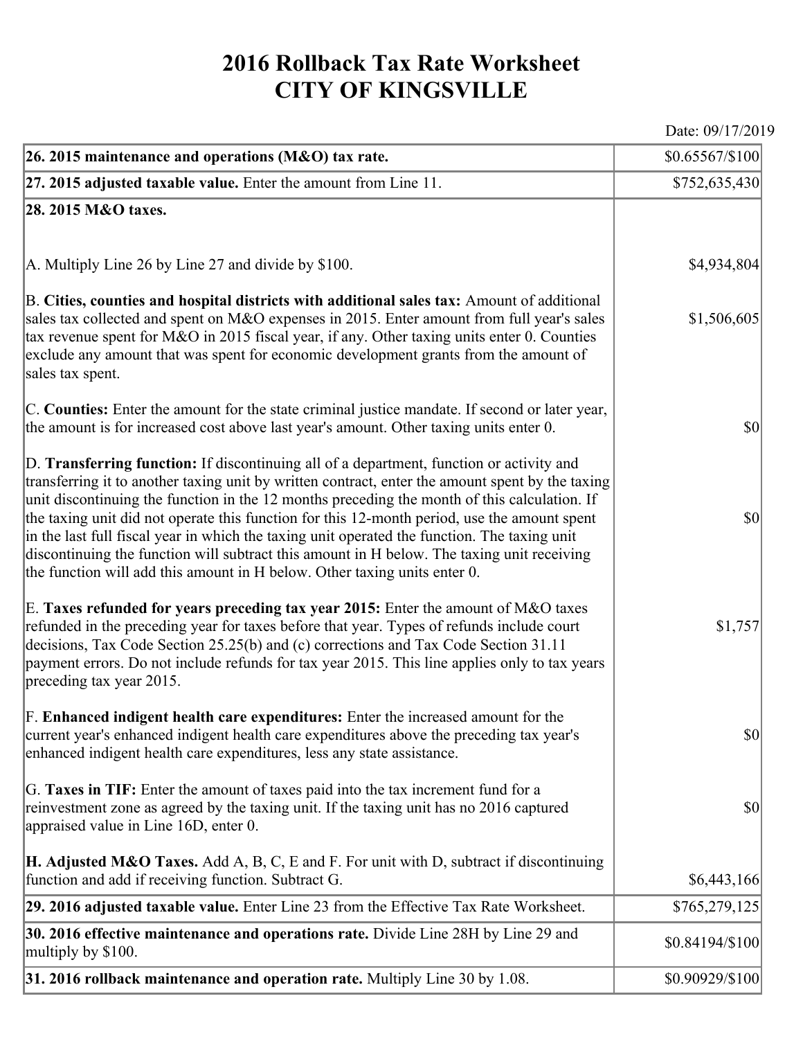# 2016 Rollback Tax Rate Worksheet
# CITY OF KINGSVILLE

Date: 09/17/2019

| | |
|---|---|
| **26. 2015 maintenance and operations (M&O) tax rate.** | $0.65567/$100 |
| **27. 2015 adjusted taxable value.** Enter the amount from Line 11. | $752,635,430 |
| **28. 2015 M&O taxes.** | |
| A. Multiply Line 26 by Line 27 and divide by $100. | $4,934,804 |
| B. **Cities, counties and hospital districts with additional sales tax:** Amount of additional sales tax collected and spent on M&O expenses in 2015. Enter amount from full year's sales tax revenue spent for M&O in 2015 fiscal year, if any. Other taxing units enter 0. Counties exclude any amount that was spent for economic development grants from the amount of sales tax spent. | $1,506,605 |
| C. **Counties:** Enter the amount for the state criminal justice mandate. If second or later year, the amount is for increased cost above last year's amount. Other taxing units enter 0. | $0 |
| D. **Transferring function:** If discontinuing all of a department, function or activity and transferring it to another taxing unit by written contract, enter the amount spent by the taxing unit discontinuing the function in the 12 months preceding the month of this calculation. If the taxing unit did not operate this function for this 12-month period, use the amount spent in the last full fiscal year in which the taxing unit operated the function. The taxing unit discontinuing the function will subtract this amount in H below. The taxing unit receiving the function will add this amount in H below. Other taxing units enter 0. | $0 |
| E. **Taxes refunded for years preceding tax year 2015:** Enter the amount of M&O taxes refunded in the preceding year for taxes before that year. Types of refunds include court decisions, Tax Code Section 25.25(b) and (c) corrections and Tax Code Section 31.11 payment errors. Do not include refunds for tax year 2015. This line applies only to tax years preceding tax year 2015. | $1,757 |
| F. **Enhanced indigent health care expenditures:** Enter the increased amount for the current year's enhanced indigent health care expenditures above the preceding tax year's enhanced indigent health care expenditures, less any state assistance. | $0 |
| G. **Taxes in TIF:** Enter the amount of taxes paid into the tax increment fund for a reinvestment zone as agreed by the taxing unit. If the taxing unit has no 2016 captured appraised value in Line 16D, enter 0. | $0 |
| **H. Adjusted M&O Taxes.** Add A, B, C, E and F. For unit with D, subtract if discontinuing function and add if receiving function. Subtract G. | $6,443,166 |
| **29. 2016 adjusted taxable value.** Enter Line 23 from the Effective Tax Rate Worksheet. | $765,279,125 |
| **30. 2016 effective maintenance and operations rate.** Divide Line 28H by Line 29 and multiply by $100. | $0.84194/$100 |
| **31. 2016 rollback maintenance and operation rate.** Multiply Line 30 by 1.08. | $0.90929/$100 |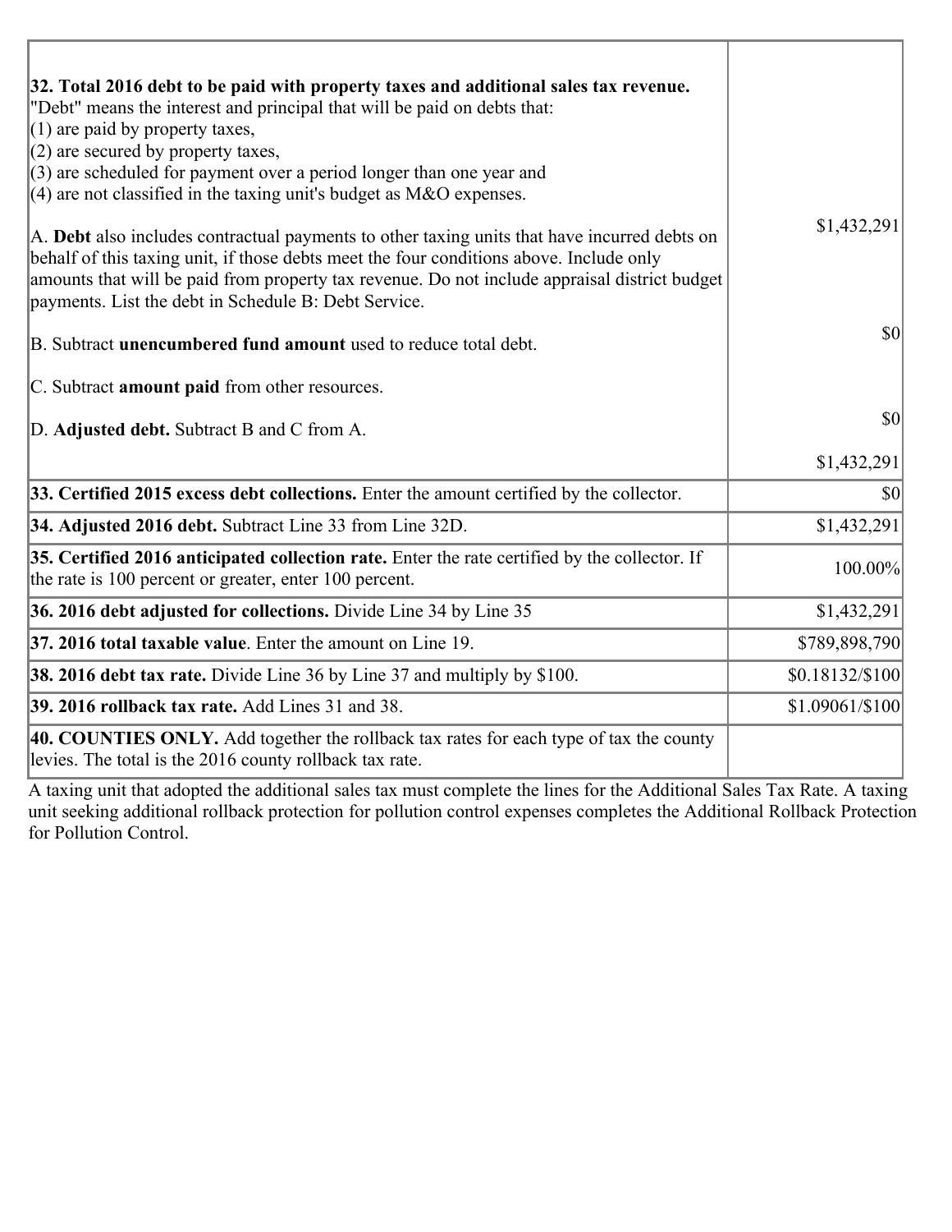| | |
|---|---|
| **32. Total 2016 debt to be paid with property taxes and additional sales tax revenue.**<br>"Debt" means the interest and principal that will be paid on debts that:<br>(1) are paid by property taxes,<br>(2) are secured by property taxes,<br>(3) are scheduled for payment over a period longer than one year and<br>(4) are not classified in the taxing unit's budget as M&O expenses.<br><br>A. **Debt** also includes contractual payments to other taxing units that have incurred debts on behalf of this taxing unit, if those debts meet the four conditions above. Include only amounts that will be paid from property tax revenue. Do not include appraisal district budget payments. List the debt in Schedule B: Debt Service.<br><br>B. Subtract **unencumbered fund amount** used to reduce total debt.<br><br>C. Subtract **amount paid** from other resources.<br><br>D. **Adjusted debt.** Subtract B and C from A. | $1,432,291<br><br>$0<br><br>$0<br><br>$1,432,291 |
| **33. Certified 2015 excess debt collections.** Enter the amount certified by the collector. | $0 |
| **34. Adjusted 2016 debt.** Subtract Line 33 from Line 32D. | $1,432,291 |
| **35. Certified 2016 anticipated collection rate.** Enter the rate certified by the collector. If the rate is 100 percent or greater, enter 100 percent. | 100.00% |
| **36. 2016 debt adjusted for collections.** Divide Line 34 by Line 35 | $1,432,291 |
| **37. 2016 total taxable value**. Enter the amount on Line 19. | $789,898,790 |
| **38. 2016 debt tax rate.** Divide Line 36 by Line 37 and multiply by $100. | $0.18132/$100 |
| **39. 2016 rollback tax rate.** Add Lines 31 and 38. | $1.09061/$100 |
| **40. COUNTIES ONLY.** Add together the rollback tax rates for each type of tax the county levies. The total is the 2016 county rollback tax rate. | |

A taxing unit that adopted the additional sales tax must complete the lines for the Additional Sales Tax Rate. A taxing unit seeking additional rollback protection for pollution control expenses completes the Additional Rollback Protection for Pollution Control.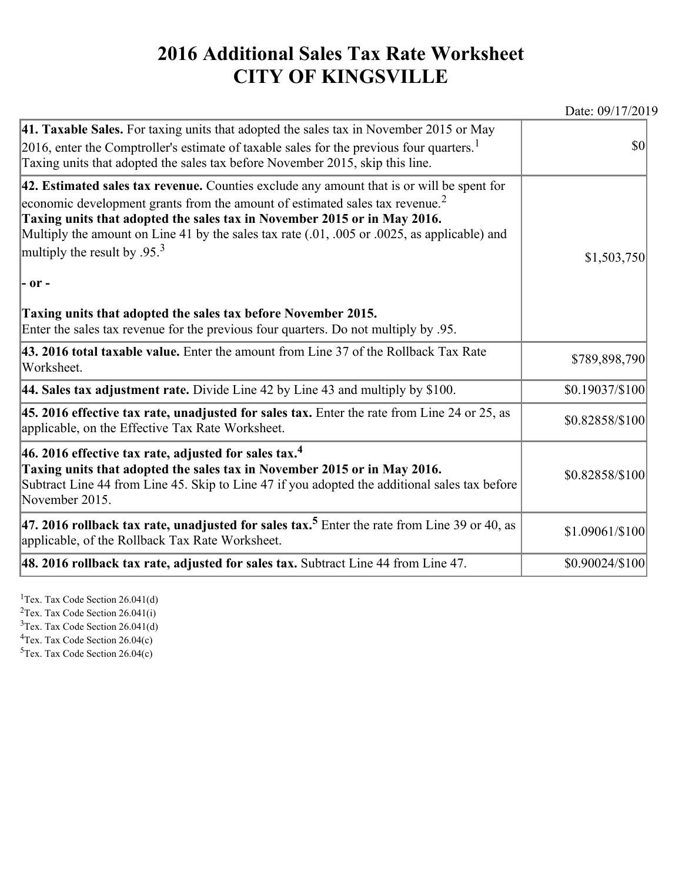# 2016 Additional Sales Tax Rate Worksheet
# CITY OF KINGSVILLE

Date: 09/17/2019

| | |
|---|---|
| **41. Taxable Sales.** For taxing units that adopted the sales tax in November 2015 or May 2016, enter the Comptroller's estimate of taxable sales for the previous four quarters.[1] Taxing units that adopted the sales tax before November 2015, skip this line. | $0 |
| **42. Estimated sales tax revenue.** Counties exclude any amount that is or will be spent for economic development grants from the amount of estimated sales tax revenue.[2] **Taxing units that adopted the sales tax in November 2015 or in May 2016.** Multiply the amount on Line 41 by the sales tax rate (.01, .005 or .0025, as applicable) and multiply the result by .95.[3] **- or -** **Taxing units that adopted the sales tax before November 2015.** Enter the sales tax revenue for the previous four quarters. Do not multiply by .95. | $1,503,750 |
| **43. 2016 total taxable value.** Enter the amount from Line 37 of the Rollback Tax Rate Worksheet. | $789,898,790 |
| **44. Sales tax adjustment rate.** Divide Line 42 by Line 43 and multiply by $100. | $0.19037/$100 |
| **45. 2016 effective tax rate, unadjusted for sales tax.** Enter the rate from Line 24 or 25, as applicable, on the Effective Tax Rate Worksheet. | $0.82858/$100 |
| **46. 2016 effective tax rate, adjusted for sales tax.[4]** **Taxing units that adopted the sales tax in November 2015 or in May 2016.** Subtract Line 44 from Line 45. Skip to Line 47 if you adopted the additional sales tax before November 2015. | $0.82858/$100 |
| **47. 2016 rollback tax rate, unadjusted for sales tax.[5]** Enter the rate from Line 39 or 40, as applicable, of the Rollback Tax Rate Worksheet. | $1.09061/$100 |
| **48. 2016 rollback tax rate, adjusted for sales tax.** Subtract Line 44 from Line 47. | $0.90024/$100 |

[1]Tex. Tax Code Section 26.041(d)
[2]Tex. Tax Code Section 26.041(i)
[3]Tex. Tax Code Section 26.041(d)
[4]Tex. Tax Code Section 26.04(c)
[5]Tex. Tax Code Section 26.04(c)